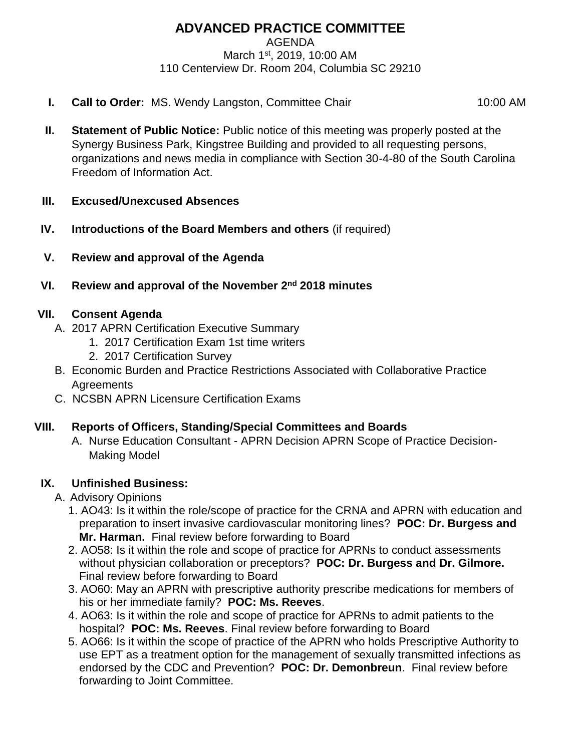# ADVANCED PRACTICE COMMITTEE

AGENDA
March 1st, 2019, 10:00 AM
110 Centerview Dr. Room 204, Columbia SC 29210

I. **Call to Order:** MS. Wendy Langston, Committee Chair 10:00 AM

II. **Statement of Public Notice:** Public notice of this meeting was properly posted at the Synergy Business Park, Kingstree Building and provided to all requesting persons, organizations and news media in compliance with Section 30-4-80 of the South Carolina Freedom of Information Act.

III. **Excused/Unexcused Absences**

IV. **Introductions of the Board Members and others** (if required)

V. **Review and approval of the Agenda**

VI. **Review and approval of the November 2nd 2018 minutes**

VII. **Consent Agenda**
   A. 2017 APRN Certification Executive Summary
      1. 2017 Certification Exam 1st time writers
      2. 2017 Certification Survey
   B. Economic Burden and Practice Restrictions Associated with Collaborative Practice Agreements
   C. NCSBN APRN Licensure Certification Exams

VIII. **Reports of Officers, Standing/Special Committees and Boards**
   A. Nurse Education Consultant - APRN Decision APRN Scope of Practice Decision-Making Model

IX. **Unfinished Business:**
   A. Advisory Opinions
      1. AO43: Is it within the role/scope of practice for the CRNA and APRN with education and preparation to insert invasive cardiovascular monitoring lines? **POC: Dr. Burgess and Mr. Harman.** Final review before forwarding to Board
      2. AO58: Is it within the role and scope of practice for APRNs to conduct assessments without physician collaboration or preceptors? **POC: Dr. Burgess and Dr. Gilmore.** Final review before forwarding to Board
      3. AO60: May an APRN with prescriptive authority prescribe medications for members of his or her immediate family? **POC: Ms. Reeves**.
      4. AO63: Is it within the role and scope of practice for APRNs to admit patients to the hospital? **POC: Ms. Reeves**. Final review before forwarding to Board
      5. AO66: Is it within the scope of practice of the APRN who holds Prescriptive Authority to use EPT as a treatment option for the management of sexually transmitted infections as endorsed by the CDC and Prevention? **POC: Dr. Demonbreun**. Final review before forwarding to Joint Committee.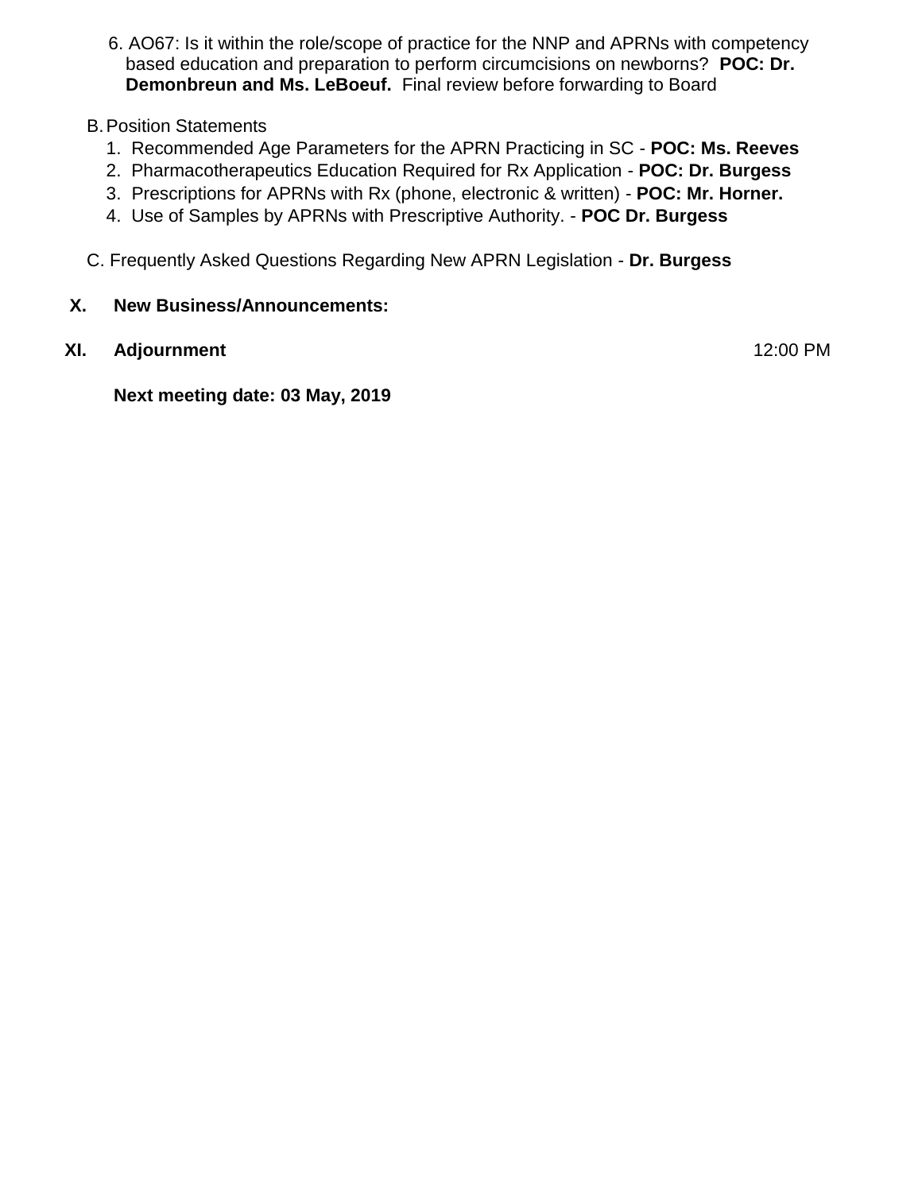6. AO67: Is it within the role/scope of practice for the NNP and APRNs with competency based education and preparation to perform circumcisions on newborns? **POC: Dr. Demonbreun and Ms. LeBoeuf.** Final review before forwarding to Board

B. Position Statements
1. Recommended Age Parameters for the APRN Practicing in SC - **POC: Ms. Reeves**
2. Pharmacotherapeutics Education Required for Rx Application - **POC: Dr. Burgess**
3. Prescriptions for APRNs with Rx (phone, electronic & written) - **POC: Mr. Horner.**
4. Use of Samples by APRNs with Prescriptive Authority. - **POC Dr. Burgess**

C. Frequently Asked Questions Regarding New APRN Legislation - **Dr. Burgess**

**X. New Business/Announcements:**

**XI. Adjournment** 12:00 PM

**Next meeting date: 03 May, 2019**